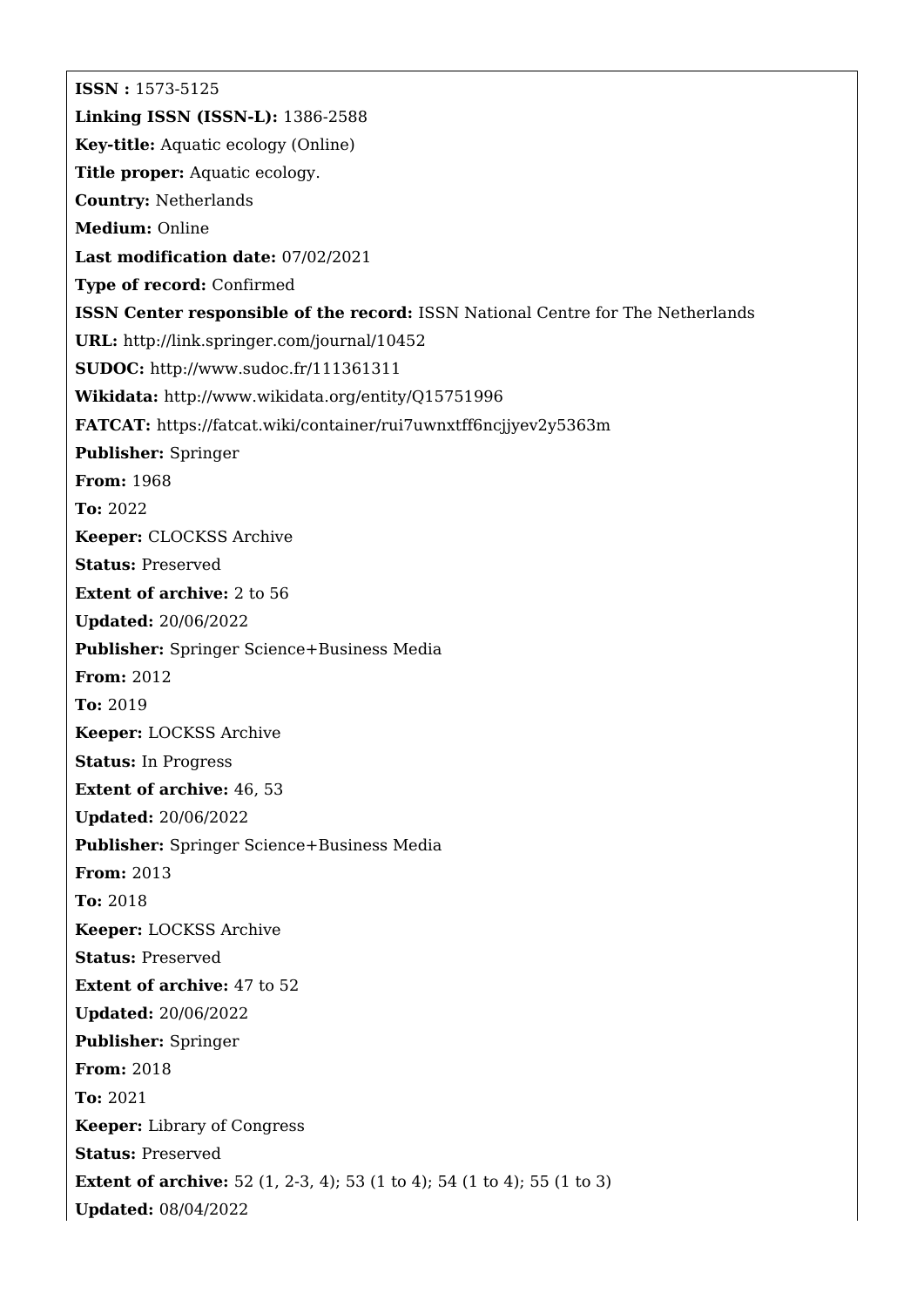**ISSN :** 1573-5125

**Linking ISSN (ISSN-L):** 1386-2588

**Key-title:** Aquatic ecology (Online)

**Title proper:** Aquatic ecology.

**Country:** Netherlands

**Medium:** Online

**Last modification date:** 07/02/2021

**Type of record:** Confirmed

**ISSN Center responsible of the record:** ISSN National Centre for The Netherlands

**URL:** http://link.springer.com/journal/10452

**SUDOC:** http://www.sudoc.fr/111361311

**Wikidata:** http://www.wikidata.org/entity/Q15751996

**FATCAT:** https://fatcat.wiki/container/rui7uwnxtff6ncjjyev2y5363m

**Publisher:** Springer

**From:** 1968

**To:** 2022

**Keeper:** CLOCKSS Archive

**Status:** Preserved

**Extent of archive:** 2 to 56

**Updated:** 20/06/2022

**Publisher:** Springer Science+Business Media

**From:** 2012

**To:** 2019

**Keeper:** LOCKSS Archive

**Status:** In Progress

**Extent of archive:** 46, 53

**Updated:** 20/06/2022

**Publisher:** Springer Science+Business Media

**From:** 2013

**To:** 2018

**Keeper:** LOCKSS Archive

**Status:** Preserved

**Extent of archive:** 47 to 52

**Updated:** 20/06/2022

**Publisher:** Springer

**From:** 2018

**To:** 2021

**Keeper:** Library of Congress

**Status:** Preserved

**Extent of archive:** 52 (1, 2-3, 4); 53 (1 to 4); 54 (1 to 4); 55 (1 to 3)

**Updated:** 08/04/2022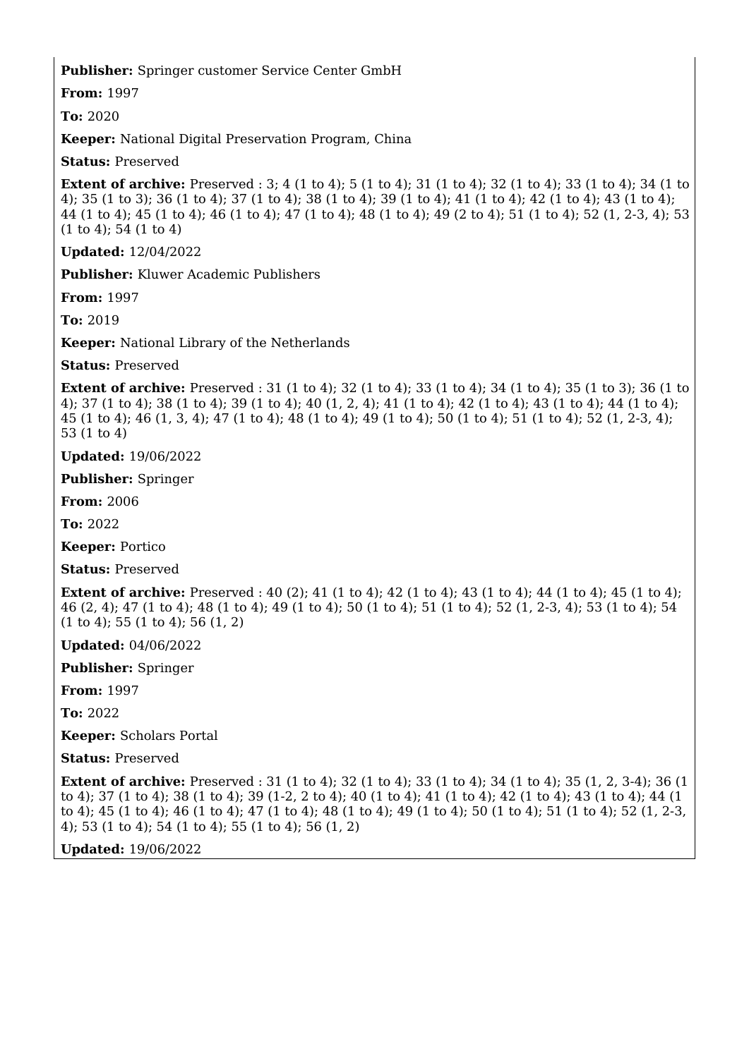**Publisher:** Springer customer Service Center GmbH

**From:** 1997

**To:** 2020

**Keeper:** National Digital Preservation Program, China

**Status:** Preserved

**Extent of archive:** Preserved : 3; 4 (1 to 4); 5 (1 to 4); 31 (1 to 4); 32 (1 to 4); 33 (1 to 4); 34 (1 to 4); 35 (1 to 3); 36 (1 to 4); 37 (1 to 4); 38 (1 to 4); 39 (1 to 4); 41 (1 to 4); 42 (1 to 4); 43 (1 to 4); 44 (1 to 4); 45 (1 to 4); 46 (1 to 4); 47 (1 to 4); 48 (1 to 4); 49 (2 to 4); 51 (1 to 4); 52 (1, 2-3, 4); 53 (1 to 4); 54 (1 to 4)

**Updated:** 12/04/2022

**Publisher:** Kluwer Academic Publishers

**From:** 1997

**To:** 2019

**Keeper:** National Library of the Netherlands

**Status:** Preserved

**Extent of archive:** Preserved : 31 (1 to 4); 32 (1 to 4); 33 (1 to 4); 34 (1 to 4); 35 (1 to 3); 36 (1 to 4); 37 (1 to 4); 38 (1 to 4); 39 (1 to 4); 40 (1, 2, 4); 41 (1 to 4); 42 (1 to 4); 43 (1 to 4); 44 (1 to 4); 45 (1 to 4); 46 (1, 3, 4); 47 (1 to 4); 48 (1 to 4); 49 (1 to 4); 50 (1 to 4); 51 (1 to 4); 52 (1, 2-3, 4); 53 (1 to 4)

**Updated:** 19/06/2022

**Publisher:** Springer

**From:** 2006

**To:** 2022

**Keeper:** Portico

**Status:** Preserved

**Extent of archive:** Preserved : 40 (2); 41 (1 to 4); 42 (1 to 4); 43 (1 to 4); 44 (1 to 4); 45 (1 to 4); 46 (2, 4); 47 (1 to 4); 48 (1 to 4); 49 (1 to 4); 50 (1 to 4); 51 (1 to 4); 52 (1, 2-3, 4); 53 (1 to 4); 54 (1 to 4); 55 (1 to 4); 56 (1, 2)

**Updated:** 04/06/2022

**Publisher:** Springer

**From:** 1997

**To:** 2022

**Keeper:** Scholars Portal

**Status:** Preserved

**Extent of archive:** Preserved : 31 (1 to 4); 32 (1 to 4); 33 (1 to 4); 34 (1 to 4); 35 (1, 2, 3-4); 36 (1 to 4); 37 (1 to 4); 38 (1 to 4); 39 (1-2, 2 to 4); 40 (1 to 4); 41 (1 to 4); 42 (1 to 4); 43 (1 to 4); 44 (1 to 4); 45 (1 to 4); 46 (1 to 4); 47 (1 to 4); 48 (1 to 4); 49 (1 to 4); 50 (1 to 4); 51 (1 to 4); 52 (1, 2-3, 4); 53 (1 to 4); 54 (1 to 4); 55 (1 to 4); 56 (1, 2)

**Updated:** 19/06/2022